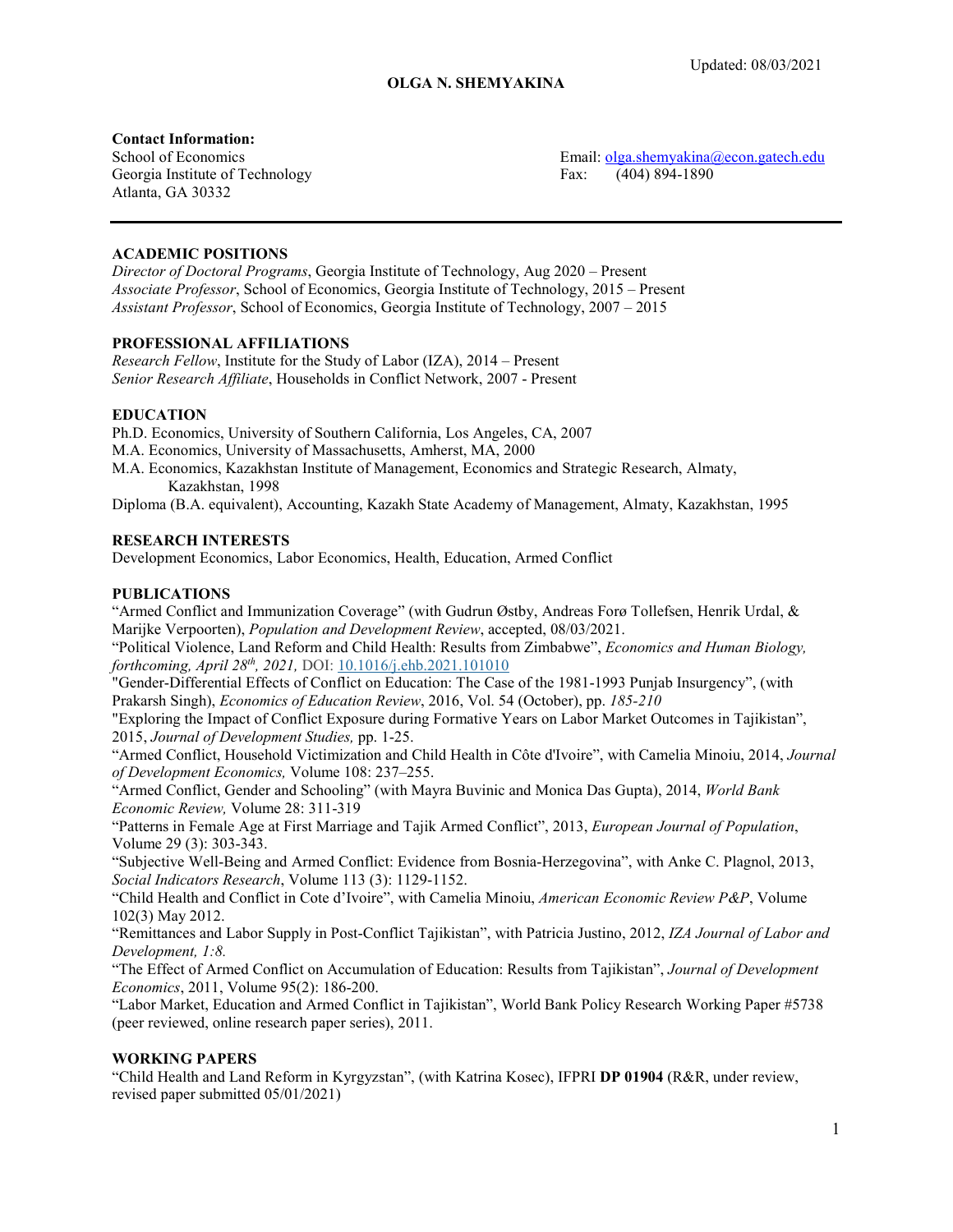Updated: 08/03/2021

# OLGA N. SHEMYAKINA

**Contact Information:**

School of Economics
Georgia Institute of Technology
Atlanta, GA 30332

Email: olga.shemyakina@econ.gatech.edu
Fax: (404) 894-1890

---

## ACADEMIC POSITIONS

*Director of Doctoral Programs*, Georgia Institute of Technology, Aug 2020 – Present
*Associate Professor*, School of Economics, Georgia Institute of Technology, 2015 – Present
*Assistant Professor*, School of Economics, Georgia Institute of Technology, 2007 – 2015

## PROFESSIONAL AFFILIATIONS

*Research Fellow*, Institute for the Study of Labor (IZA), 2014 – Present
*Senior Research Affiliate*, Households in Conflict Network, 2007 - Present

## EDUCATION

Ph.D. Economics, University of Southern California, Los Angeles, CA, 2007
M.A. Economics, University of Massachusetts, Amherst, MA, 2000
M.A. Economics, Kazakhstan Institute of Management, Economics and Strategic Research, Almaty, Kazakhstan, 1998
Diploma (B.A. equivalent), Accounting, Kazakh State Academy of Management, Almaty, Kazakhstan, 1995

## RESEARCH INTERESTS

Development Economics, Labor Economics, Health, Education, Armed Conflict

## PUBLICATIONS

"Armed Conflict and Immunization Coverage" (with Gudrun Østby, Andreas Forø Tollefsen, Henrik Urdal, & Marijke Verpoorten), *Population and Development Review*, accepted, 08/03/2021.

"Political Violence, Land Reform and Child Health: Results from Zimbabwe", *Economics and Human Biology, forthcoming, April 28th, 2021,* DOI: 10.1016/j.ehb.2021.101010

"Gender-Differential Effects of Conflict on Education: The Case of the 1981-1993 Punjab Insurgency", (with Prakarsh Singh), *Economics of Education Review*, 2016, Vol. 54 (October), pp. *185-210*

"Exploring the Impact of Conflict Exposure during Formative Years on Labor Market Outcomes in Tajikistan", 2015, *Journal of Development Studies,* pp. 1-25.

"Armed Conflict, Household Victimization and Child Health in Côte d'Ivoire", with Camelia Minoiu, 2014, *Journal of Development Economics,* Volume 108: 237–255.

"Armed Conflict, Gender and Schooling" (with Mayra Buvinic and Monica Das Gupta), 2014, *World Bank Economic Review,* Volume 28: 311-319

"Patterns in Female Age at First Marriage and Tajik Armed Conflict", 2013, *European Journal of Population*, Volume 29 (3): 303-343.

"Subjective Well-Being and Armed Conflict: Evidence from Bosnia-Herzegovina", with Anke C. Plagnol, 2013, *Social Indicators Research*, Volume 113 (3): 1129-1152.

"Child Health and Conflict in Cote d'Ivoire", with Camelia Minoiu, *American Economic Review P&P*, Volume 102(3) May 2012.

"Remittances and Labor Supply in Post-Conflict Tajikistan", with Patricia Justino, 2012, *IZA Journal of Labor and Development, 1:8.*

"The Effect of Armed Conflict on Accumulation of Education: Results from Tajikistan", *Journal of Development Economics*, 2011, Volume 95(2): 186-200.

"Labor Market, Education and Armed Conflict in Tajikistan", World Bank Policy Research Working Paper #5738 (peer reviewed, online research paper series), 2011.

## WORKING PAPERS

"Child Health and Land Reform in Kyrgyzstan", (with Katrina Kosec), IFPRI **DP 01904** (R&R, under review, revised paper submitted 05/01/2021)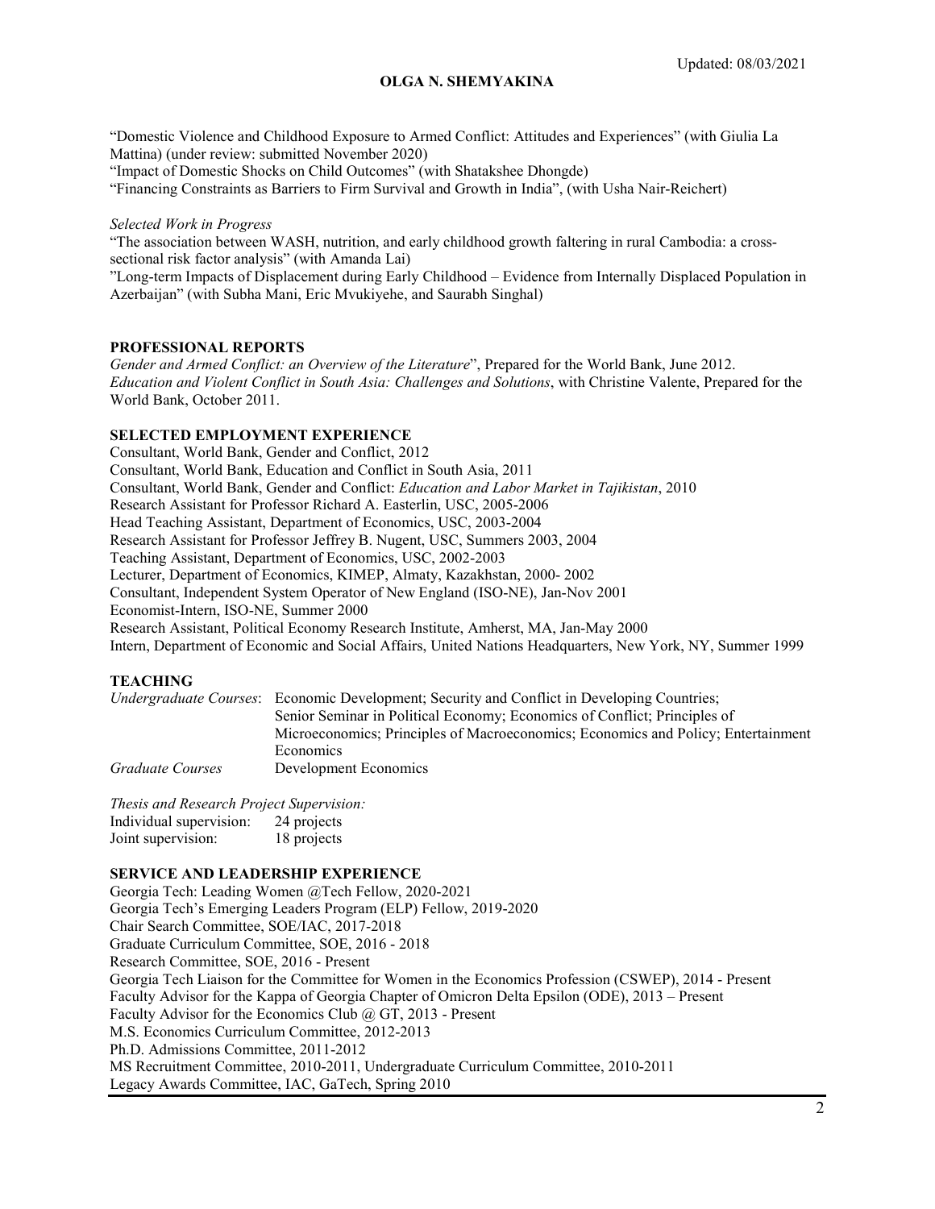"Domestic Violence and Childhood Exposure to Armed Conflict: Attitudes and Experiences" (with Giulia La Mattina) (under review: submitted November 2020)
"Impact of Domestic Shocks on Child Outcomes" (with Shatakshee Dhongde)
"Financing Constraints as Barriers to Firm Survival and Growth in India", (with Usha Nair-Reichert)

*Selected Work in Progress*

"The association between WASH, nutrition, and early childhood growth faltering in rural Cambodia: a cross-sectional risk factor analysis" (with Amanda Lai)
"Long-term Impacts of Displacement during Early Childhood – Evidence from Internally Displaced Population in Azerbaijan" (with Subha Mani, Eric Mvukiyehe, and Saurabh Singhal)

## PROFESSIONAL REPORTS

*Gender and Armed Conflict: an Overview of the Literature*", Prepared for the World Bank, June 2012.
*Education and Violent Conflict in South Asia: Challenges and Solutions*, with Christine Valente, Prepared for the World Bank, October 2011.

## SELECTED EMPLOYMENT EXPERIENCE

Consultant, World Bank, Gender and Conflict, 2012
Consultant, World Bank, Education and Conflict in South Asia, 2011
Consultant, World Bank, Gender and Conflict: *Education and Labor Market in Tajikistan*, 2010
Research Assistant for Professor Richard A. Easterlin, USC, 2005-2006
Head Teaching Assistant, Department of Economics, USC, 2003-2004
Research Assistant for Professor Jeffrey B. Nugent, USC, Summers 2003, 2004
Teaching Assistant, Department of Economics, USC, 2002-2003
Lecturer, Department of Economics, KIMEP, Almaty, Kazakhstan, 2000- 2002
Consultant, Independent System Operator of New England (ISO-NE), Jan-Nov 2001
Economist-Intern, ISO-NE, Summer 2000
Research Assistant, Political Economy Research Institute, Amherst, MA, Jan-May 2000
Intern, Department of Economic and Social Affairs, United Nations Headquarters, New York, NY, Summer 1999

## TEACHING

*Undergraduate Courses*: Economic Development; Security and Conflict in Developing Countries; Senior Seminar in Political Economy; Economics of Conflict; Principles of Microeconomics; Principles of Macroeconomics; Economics and Policy; Entertainment Economics

*Graduate Courses* Development Economics

*Thesis and Research Project Supervision:*

Individual supervision: 24 projects
Joint supervision: 18 projects

## SERVICE AND LEADERSHIP EXPERIENCE

Georgia Tech: Leading Women @Tech Fellow, 2020-2021
Georgia Tech's Emerging Leaders Program (ELP) Fellow, 2019-2020
Chair Search Committee, SOE/IAC, 2017-2018
Graduate Curriculum Committee, SOE, 2016 - 2018
Research Committee, SOE, 2016 - Present
Georgia Tech Liaison for the Committee for Women in the Economics Profession (CSWEP), 2014 - Present
Faculty Advisor for the Kappa of Georgia Chapter of Omicron Delta Epsilon (ODE), 2013 – Present
Faculty Advisor for the Economics Club @ GT, 2013 - Present
M.S. Economics Curriculum Committee, 2012-2013
Ph.D. Admissions Committee, 2011-2012
MS Recruitment Committee, 2010-2011, Undergraduate Curriculum Committee, 2010-2011
Legacy Awards Committee, IAC, GaTech, Spring 2010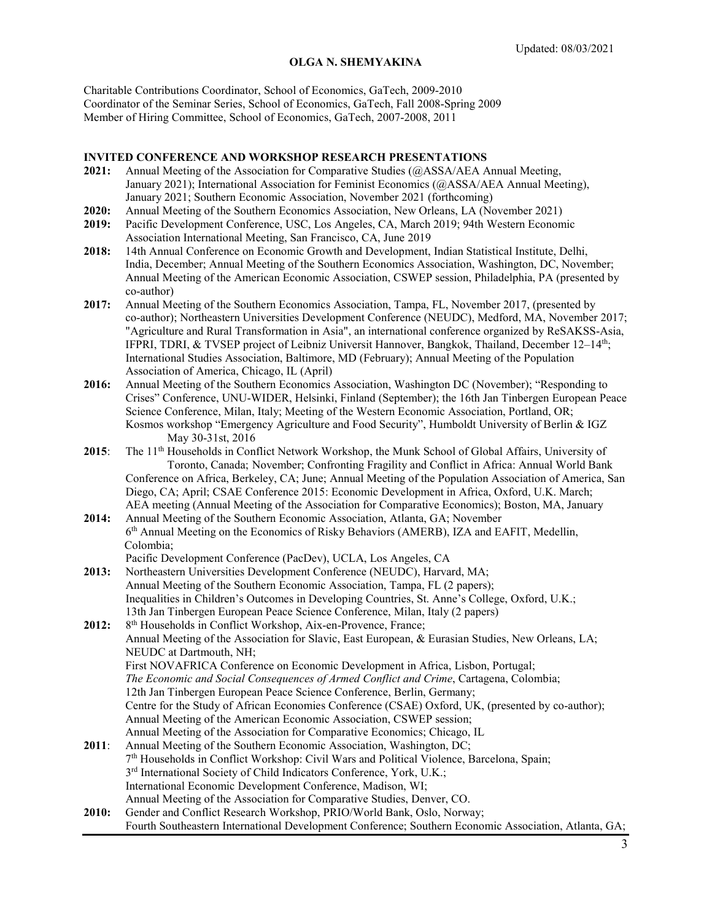Charitable Contributions Coordinator, School of Economics, GaTech, 2009-2010
Coordinator of the Seminar Series, School of Economics, GaTech, Fall 2008-Spring 2009
Member of Hiring Committee, School of Economics, GaTech, 2007-2008, 2011

## INVITED CONFERENCE AND WORKSHOP RESEARCH PRESENTATIONS

**2021:** Annual Meeting of the Association for Comparative Studies (@ASSA/AEA Annual Meeting, January 2021); International Association for Feminist Economics (@ASSA/AEA Annual Meeting), January 2021; Southern Economic Association, November 2021 (forthcoming)

**2020:** Annual Meeting of the Southern Economics Association, New Orleans, LA (November 2021)

**2019:** Pacific Development Conference, USC, Los Angeles, CA, March 2019; 94th Western Economic Association International Meeting, San Francisco, CA, June 2019

**2018:** 14th Annual Conference on Economic Growth and Development, Indian Statistical Institute, Delhi, India, December; Annual Meeting of the Southern Economics Association, Washington, DC, November; Annual Meeting of the American Economic Association, CSWEP session, Philadelphia, PA (presented by co-author)

**2017:** Annual Meeting of the Southern Economics Association, Tampa, FL, November 2017, (presented by co-author); Northeastern Universities Development Conference (NEUDC), Medford, MA, November 2017; "Agriculture and Rural Transformation in Asia", an international conference organized by ReSAKSS-Asia, IFPRI, TDRI, & TVSEP project of Leibniz Universit Hannover, Bangkok, Thailand, December 12–14th; International Studies Association, Baltimore, MD (February); Annual Meeting of the Population Association of America, Chicago, IL (April)

**2016:** Annual Meeting of the Southern Economics Association, Washington DC (November); "Responding to Crises" Conference, UNU-WIDER, Helsinki, Finland (September); the 16th Jan Tinbergen European Peace Science Conference, Milan, Italy; Meeting of the Western Economic Association, Portland, OR; Kosmos workshop "Emergency Agriculture and Food Security", Humboldt University of Berlin & IGZ May 30-31st, 2016

**2015**: The 11th Households in Conflict Network Workshop, the Munk School of Global Affairs, University of Toronto, Canada; November; Confronting Fragility and Conflict in Africa: Annual World Bank Conference on Africa, Berkeley, CA; June; Annual Meeting of the Population Association of America, San Diego, CA; April; CSAE Conference 2015: Economic Development in Africa, Oxford, U.K. March; AEA meeting (Annual Meeting of the Association for Comparative Economics); Boston, MA, January

**2014:** Annual Meeting of the Southern Economic Association, Atlanta, GA; November
6th Annual Meeting on the Economics of Risky Behaviors (AMERB), IZA and EAFIT, Medellin, Colombia;
Pacific Development Conference (PacDev), UCLA, Los Angeles, CA

**2013:** Northeastern Universities Development Conference (NEUDC), Harvard, MA;
Annual Meeting of the Southern Economic Association, Tampa, FL (2 papers);
Inequalities in Children's Outcomes in Developing Countries, St. Anne's College, Oxford, U.K.;
13th Jan Tinbergen European Peace Science Conference, Milan, Italy (2 papers)

**2012:** 8th Households in Conflict Workshop, Aix-en-Provence, France;
Annual Meeting of the Association for Slavic, East European, & Eurasian Studies, New Orleans, LA;
NEUDC at Dartmouth, NH;
First NOVAFRICA Conference on Economic Development in Africa, Lisbon, Portugal;
*The Economic and Social Consequences of Armed Conflict and Crime*, Cartagena, Colombia;
12th Jan Tinbergen European Peace Science Conference, Berlin, Germany;
Centre for the Study of African Economies Conference (CSAE) Oxford, UK, (presented by co-author);
Annual Meeting of the American Economic Association, CSWEP session;
Annual Meeting of the Association for Comparative Economics; Chicago, IL

**2011**: Annual Meeting of the Southern Economic Association, Washington, DC;
7th Households in Conflict Workshop: Civil Wars and Political Violence, Barcelona, Spain;
3rd International Society of Child Indicators Conference, York, U.K.;
International Economic Development Conference, Madison, WI;
Annual Meeting of the Association for Comparative Studies, Denver, CO.

**2010:** Gender and Conflict Research Workshop, PRIO/World Bank, Oslo, Norway;
Fourth Southeastern International Development Conference; Southern Economic Association, Atlanta, GA;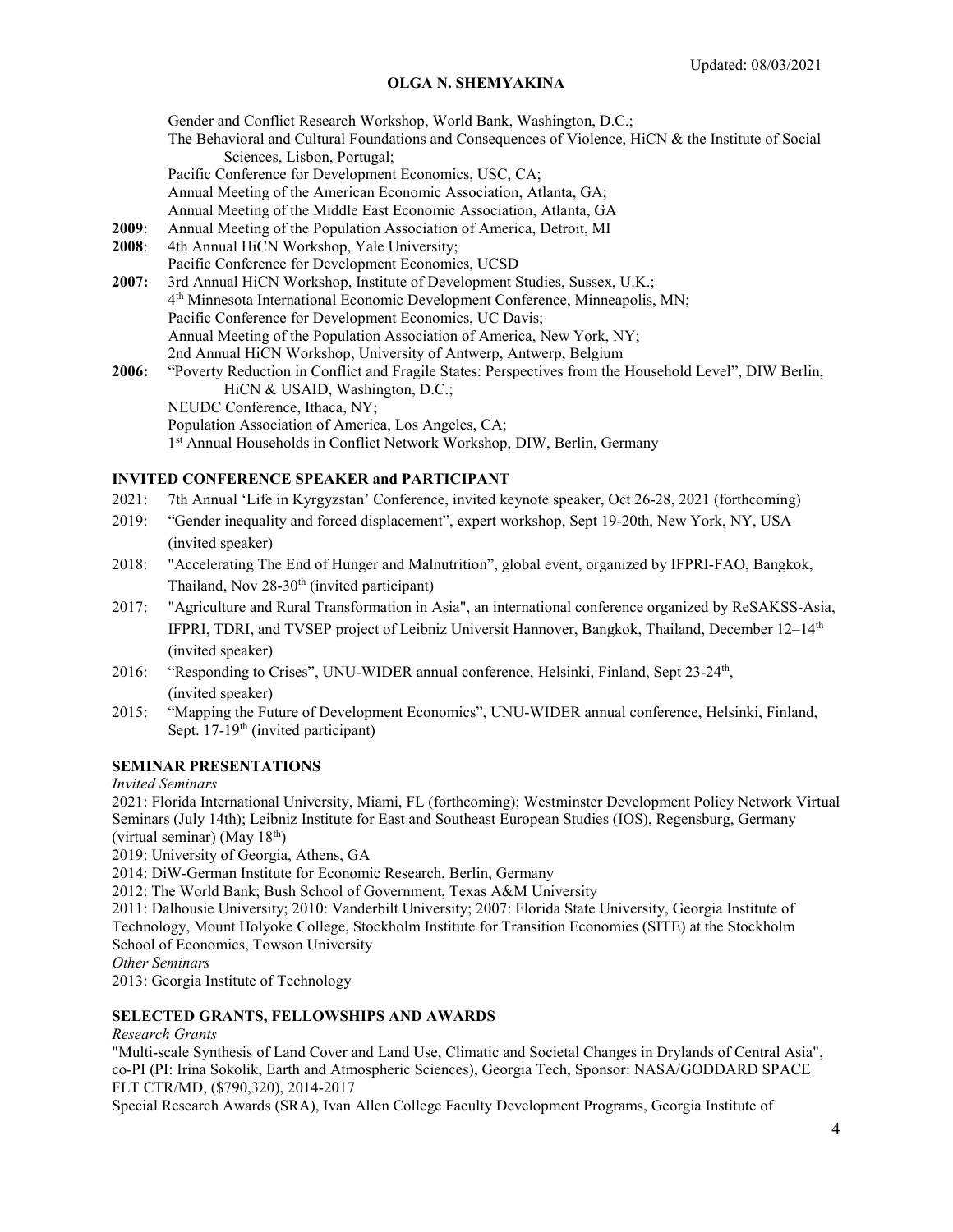Gender and Conflict Research Workshop, World Bank, Washington, D.C.;
The Behavioral and Cultural Foundations and Consequences of Violence, HiCN & the Institute of Social Sciences, Lisbon, Portugal;
Pacific Conference for Development Economics, USC, CA;
Annual Meeting of the American Economic Association, Atlanta, GA;
Annual Meeting of the Middle East Economic Association, Atlanta, GA

**2009**: Annual Meeting of the Population Association of America, Detroit, MI

**2008**: 4th Annual HiCN Workshop, Yale University;
Pacific Conference for Development Economics, UCSD

**2007:** 3rd Annual HiCN Workshop, Institute of Development Studies, Sussex, U.K.;
4th Minnesota International Economic Development Conference, Minneapolis, MN;
Pacific Conference for Development Economics, UC Davis;
Annual Meeting of the Population Association of America, New York, NY;
2nd Annual HiCN Workshop, University of Antwerp, Antwerp, Belgium

**2006:** "Poverty Reduction in Conflict and Fragile States: Perspectives from the Household Level", DIW Berlin, HiCN & USAID, Washington, D.C.;
NEUDC Conference, Ithaca, NY;
Population Association of America, Los Angeles, CA;
1st Annual Households in Conflict Network Workshop, DIW, Berlin, Germany

## INVITED CONFERENCE SPEAKER and PARTICIPANT

2021: 7th Annual 'Life in Kyrgyzstan' Conference, invited keynote speaker, Oct 26-28, 2021 (forthcoming)

2019: "Gender inequality and forced displacement", expert workshop, Sept 19-20th, New York, NY, USA (invited speaker)

2018: "Accelerating The End of Hunger and Malnutrition", global event, organized by IFPRI-FAO, Bangkok, Thailand, Nov 28-30th (invited participant)

2017: "Agriculture and Rural Transformation in Asia", an international conference organized by ReSAKSS-Asia, IFPRI, TDRI, and TVSEP project of Leibniz Universit Hannover, Bangkok, Thailand, December 12–14th (invited speaker)

2016: "Responding to Crises", UNU-WIDER annual conference, Helsinki, Finland, Sept 23-24th, (invited speaker)

2015: "Mapping the Future of Development Economics", UNU-WIDER annual conference, Helsinki, Finland, Sept. 17-19th (invited participant)

## SEMINAR PRESENTATIONS

*Invited Seminars*

2021: Florida International University, Miami, FL (forthcoming); Westminster Development Policy Network Virtual Seminars (July 14th); Leibniz Institute for East and Southeast European Studies (IOS), Regensburg, Germany (virtual seminar) (May 18th)

2019: University of Georgia, Athens, GA

2014: DiW-German Institute for Economic Research, Berlin, Germany

2012: The World Bank; Bush School of Government, Texas A&M University

2011: Dalhousie University; 2010: Vanderbilt University; 2007: Florida State University, Georgia Institute of Technology, Mount Holyoke College, Stockholm Institute for Transition Economies (SITE) at the Stockholm School of Economics, Towson University

*Other Seminars*

2013: Georgia Institute of Technology

## SELECTED GRANTS, FELLOWSHIPS AND AWARDS

*Research Grants*

"Multi-scale Synthesis of Land Cover and Land Use, Climatic and Societal Changes in Drylands of Central Asia", co-PI (PI: Irina Sokolik, Earth and Atmospheric Sciences), Georgia Tech, Sponsor: NASA/GODDARD SPACE FLT CTR/MD, ($790,320), 2014-2017

Special Research Awards (SRA), Ivan Allen College Faculty Development Programs, Georgia Institute of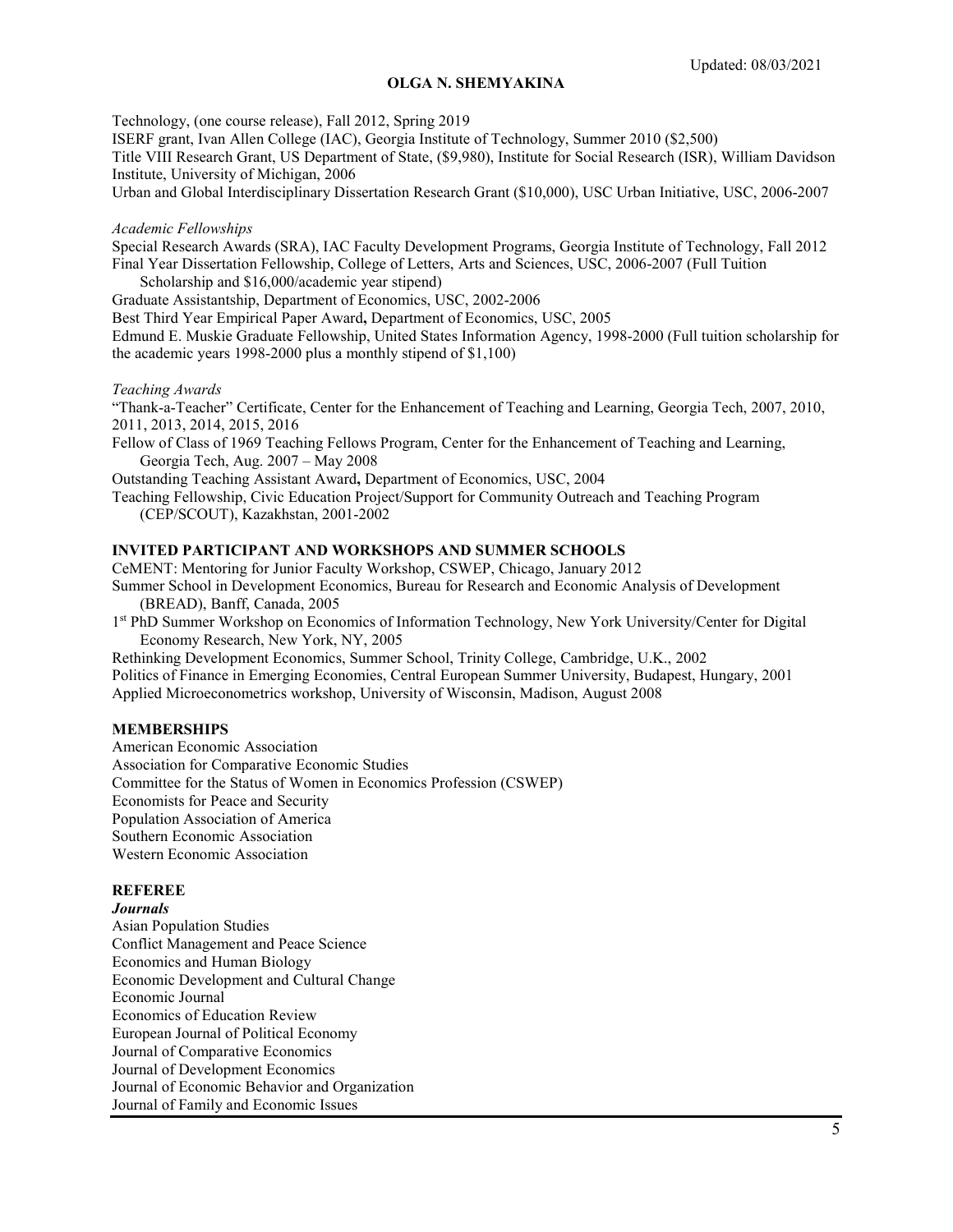Technology, (one course release), Fall 2012, Spring 2019

ISERF grant, Ivan Allen College (IAC), Georgia Institute of Technology, Summer 2010 ($2,500)

Title VIII Research Grant, US Department of State, ($9,980), Institute for Social Research (ISR), William Davidson Institute, University of Michigan, 2006

Urban and Global Interdisciplinary Dissertation Research Grant ($10,000), USC Urban Initiative, USC, 2006-2007

*Academic Fellowships*

Special Research Awards (SRA), IAC Faculty Development Programs, Georgia Institute of Technology, Fall 2012

Final Year Dissertation Fellowship, College of Letters, Arts and Sciences, USC, 2006-2007 (Full Tuition Scholarship and $16,000/academic year stipend)

Graduate Assistantship, Department of Economics, USC, 2002-2006

Best Third Year Empirical Paper Award**,** Department of Economics, USC, 2005

Edmund E. Muskie Graduate Fellowship, United States Information Agency, 1998-2000 (Full tuition scholarship for the academic years 1998-2000 plus a monthly stipend of $1,100)

*Teaching Awards*

"Thank-a-Teacher" Certificate, Center for the Enhancement of Teaching and Learning, Georgia Tech, 2007, 2010, 2011, 2013, 2014, 2015, 2016

Fellow of Class of 1969 Teaching Fellows Program, Center for the Enhancement of Teaching and Learning, Georgia Tech, Aug. 2007 – May 2008

Outstanding Teaching Assistant Award**,** Department of Economics, USC, 2004

Teaching Fellowship, Civic Education Project/Support for Community Outreach and Teaching Program (CEP/SCOUT), Kazakhstan, 2001-2002

**INVITED PARTICIPANT AND WORKSHOPS AND SUMMER SCHOOLS**

CeMENT: Mentoring for Junior Faculty Workshop, CSWEP, Chicago, January 2012

Summer School in Development Economics, Bureau for Research and Economic Analysis of Development (BREAD), Banff, Canada, 2005

1st PhD Summer Workshop on Economics of Information Technology, New York University/Center for Digital Economy Research, New York, NY, 2005

Rethinking Development Economics, Summer School, Trinity College, Cambridge, U.K., 2002

Politics of Finance in Emerging Economies, Central European Summer University, Budapest, Hungary, 2001

Applied Microeconometrics workshop, University of Wisconsin, Madison, August 2008

**MEMBERSHIPS**

American Economic Association

Association for Comparative Economic Studies

Committee for the Status of Women in Economics Profession (CSWEP)

Economists for Peace and Security

Population Association of America

Southern Economic Association

Western Economic Association

**REFEREE**

***Journals***

Asian Population Studies

Conflict Management and Peace Science

Economics and Human Biology

Economic Development and Cultural Change

Economic Journal

Economics of Education Review

European Journal of Political Economy

Journal of Comparative Economics

Journal of Development Economics

Journal of Economic Behavior and Organization

Journal of Family and Economic Issues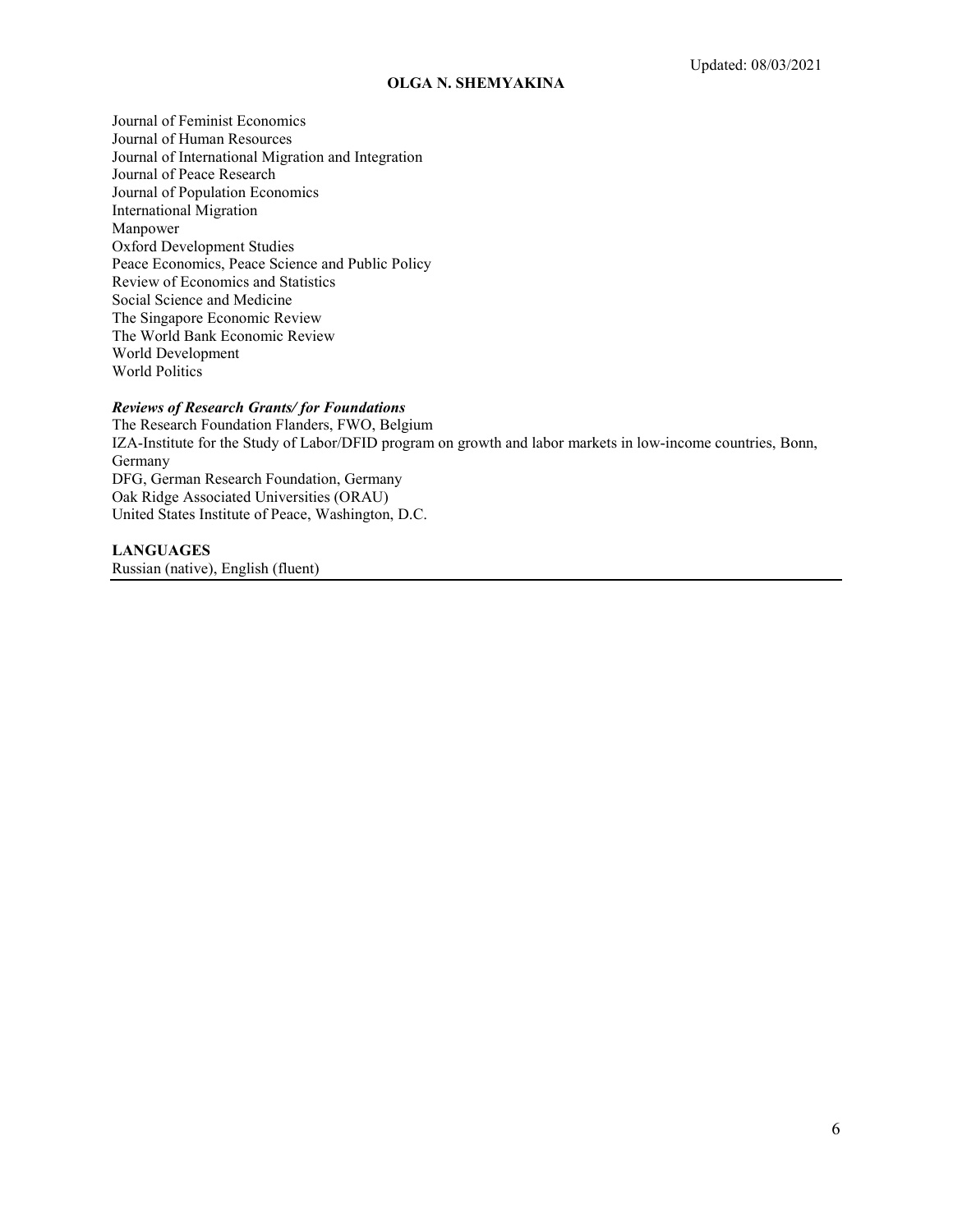Journal of Feminist Economics
Journal of Human Resources
Journal of International Migration and Integration
Journal of Peace Research
Journal of Population Economics
International Migration
Manpower
Oxford Development Studies
Peace Economics, Peace Science and Public Policy
Review of Economics and Statistics
Social Science and Medicine
The Singapore Economic Review
The World Bank Economic Review
World Development
World Politics

***Reviews of Research Grants/ for Foundations***

The Research Foundation Flanders, FWO, Belgium
IZA-Institute for the Study of Labor/DFID program on growth and labor markets in low-income countries, Bonn, Germany
DFG, German Research Foundation, Germany
Oak Ridge Associated Universities (ORAU)
United States Institute of Peace, Washington, D.C.

**LANGUAGES**

Russian (native), English (fluent)